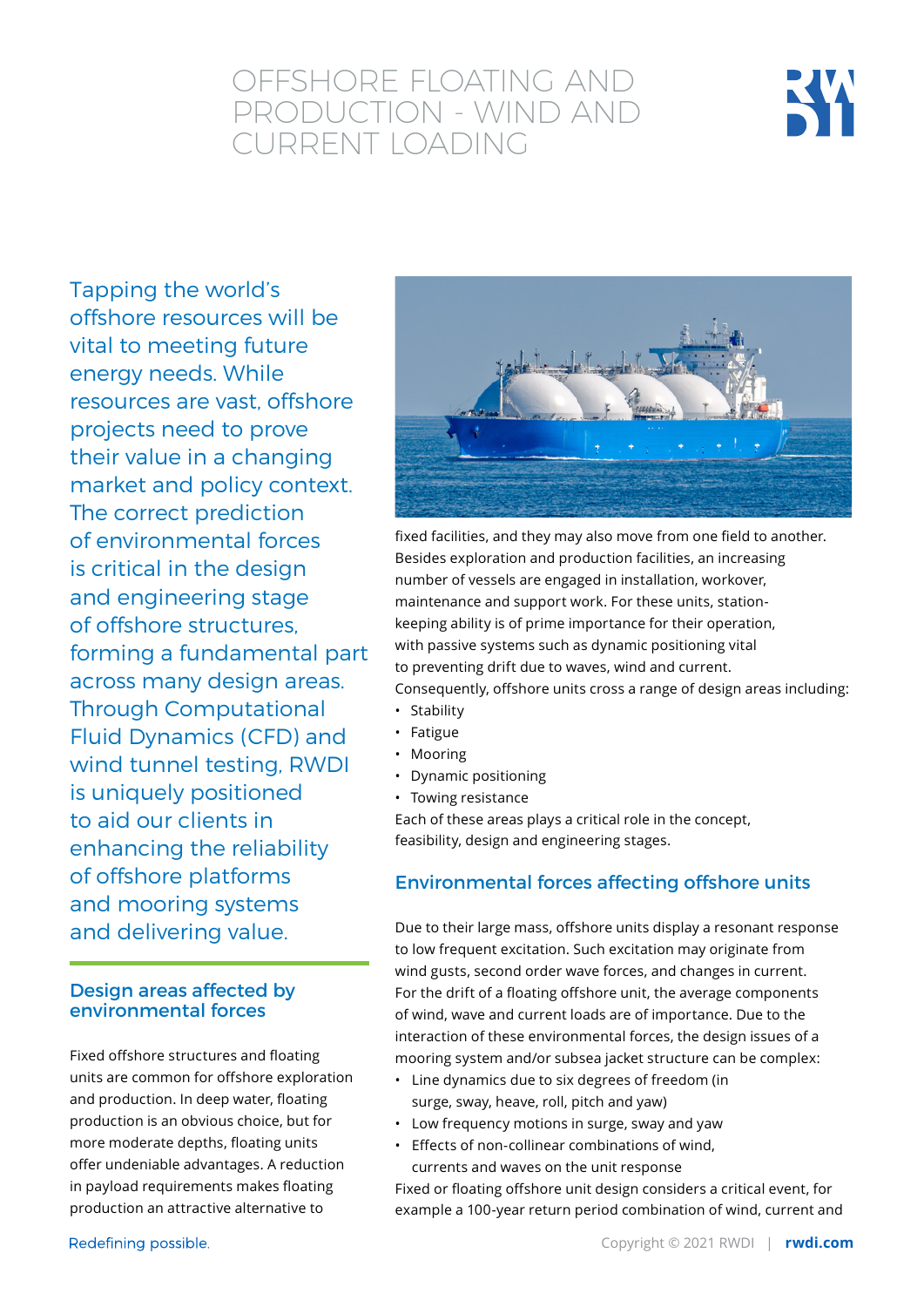# OFFSHORE FLOATING AND PRODUCTION - WIND AND CURRENT LOADING

Tapping the world's offshore resources will be vital to meeting future energy needs. While resources are vast, offshore projects need to prove their value in a changing market and policy context. The correct prediction of environmental forces is critical in the design and engineering stage of offshore structures, forming a fundamental part across many design areas. Through Computational Fluid Dynamics (CFD) and wind tunnel testing, RWDI is uniquely positioned to aid our clients in enhancing the reliability of offshore platforms and mooring systems and delivering value.

## Design areas affected by environmental forces

Fixed offshore structures and floating units are common for offshore exploration and production. In deep water, floating production is an obvious choice, but for more moderate depths, floating units offer undeniable advantages. A reduction in payload requirements makes floating production an attractive alternative to fixed facilities, and they may also move from one field to another. Besides exploration and production facilities, an increasing number of vessels are engaged in installation, workover, maintenance and support work. For these units, station-keeping ability is of prime importance for their operation, with passive systems such as dynamic positioning vital to preventing drift due to waves, wind and current. Consequently, offshore units cross a range of design areas including:

- Stability
- Fatigue
- Mooring
- Dynamic positioning
- Towing resistance

Each of these areas plays a critical role in the concept, feasibility, design and engineering stages.

## Environmental forces affecting offshore units

Due to their large mass, offshore units display a resonant response to low frequent excitation. Such excitation may originate from wind gusts, second order wave forces, and changes in current. For the drift of a floating offshore unit, the average components of wind, wave and current loads are of importance. Due to the interaction of these environmental forces, the design issues of a mooring system and/or subsea jacket structure can be complex:

- Line dynamics due to six degrees of freedom (in surge, sway, heave, roll, pitch and yaw)
- Low frequency motions in surge, sway and yaw
- Effects of non-collinear combinations of wind, currents and waves on the unit response

Fixed or floating offshore unit design considers a critical event, for example a 100-year return period combination of wind, current and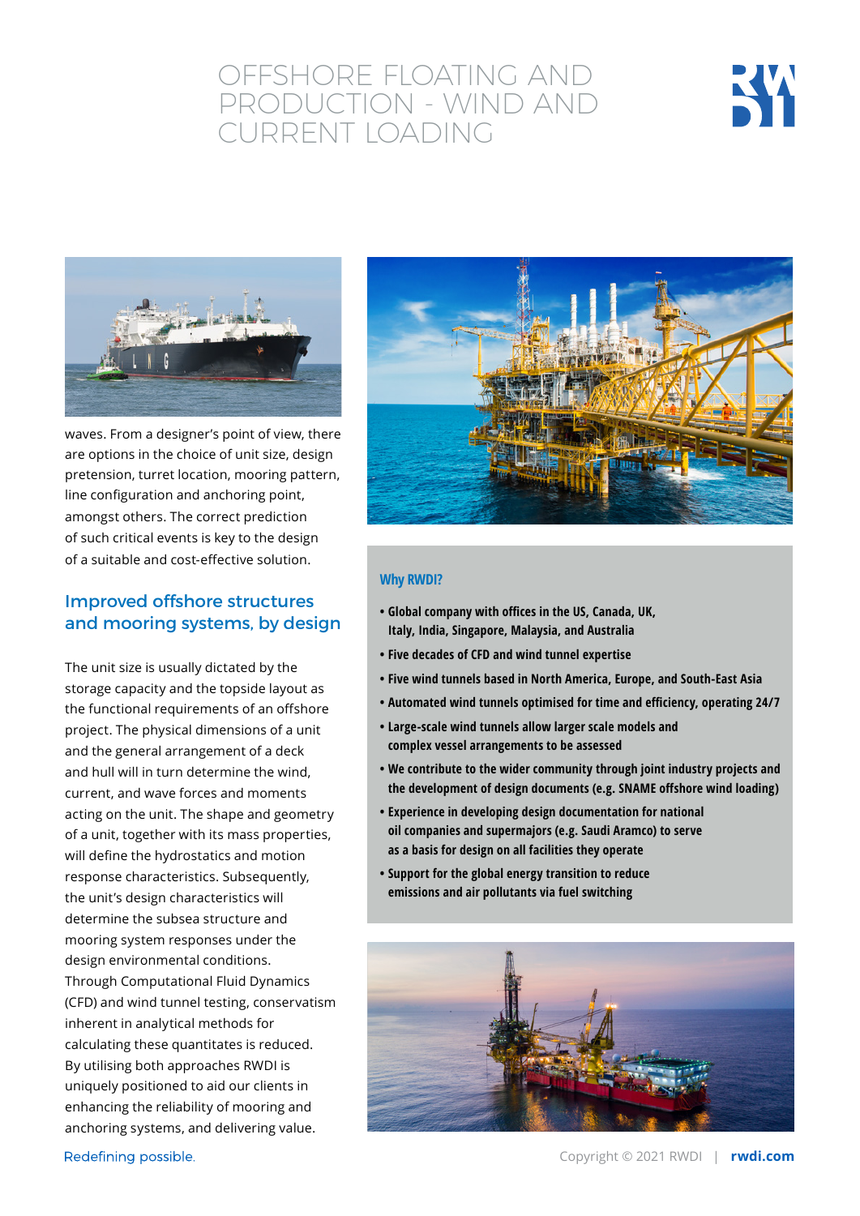# OFFSHORE FLOATING AND PRODUCTION - WIND AND CURRENT LOADING

waves. From a designer's point of view, there are options in the choice of unit size, design pretension, turret location, mooring pattern, line configuration and anchoring point, amongst others. The correct prediction of such critical events is key to the design of a suitable and cost-effective solution.

## Improved offshore structures and mooring systems, by design

The unit size is usually dictated by the storage capacity and the topside layout as the functional requirements of an offshore project. The physical dimensions of a unit and the general arrangement of a deck and hull will in turn determine the wind, current, and wave forces and moments acting on the unit. The shape and geometry of a unit, together with its mass properties, will define the hydrostatics and motion response characteristics. Subsequently, the unit's design characteristics will determine the subsea structure and mooring system responses under the design environmental conditions. Through Computational Fluid Dynamics (CFD) and wind tunnel testing, conservatism inherent in analytical methods for calculating these quantitates is reduced. By utilising both approaches RWDI is uniquely positioned to aid our clients in enhancing the reliability of mooring and anchoring systems, and delivering value.

### Why RWDI?

- **Global company with offices in the US, Canada, UK, Italy, India, Singapore, Malaysia, and Australia**
- **Five decades of CFD and wind tunnel expertise**
- **Five wind tunnels based in North America, Europe, and South-East Asia**
- **Automated wind tunnels optimised for time and efficiency, operating 24/7**
- **Large-scale wind tunnels allow larger scale models and complex vessel arrangements to be assessed**
- **We contribute to the wider community through joint industry projects and the development of design documents (e.g. SNAME offshore wind loading)**
- **Experience in developing design documentation for national oil companies and supermajors (e.g. Saudi Aramco) to serve as a basis for design on all facilities they operate**
- **Support for the global energy transition to reduce emissions and air pollutants via fuel switching**

Redefining possible.

Copyright © 2021 RWDI | **rwdi.com**